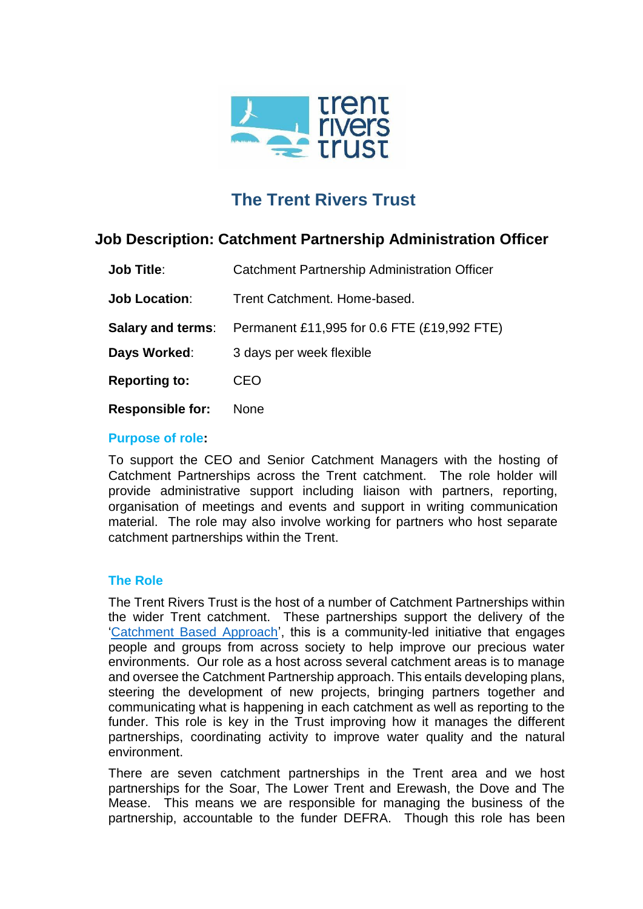# The Trent Rivers Trust

## Job Description: Catchment Partnership Administration Officer

| | |
|---|---|
| **Job Title**: | Catchment Partnership Administration Officer |
| **Job Location**: | Trent Catchment. Home-based. |
| **Salary and terms**: | Permanent £11,995 for 0.6 FTE (£19,992 FTE) |
| **Days Worked**: | 3 days per week flexible |
| **Reporting to:** | CEO |
| **Responsible for:** | None |

### Purpose of role:

To support the CEO and Senior Catchment Managers with the hosting of Catchment Partnerships across the Trent catchment. The role holder will provide administrative support including liaison with partners, reporting, organisation of meetings and events and support in writing communication material. The role may also involve working for partners who host separate catchment partnerships within the Trent.

### The Role

The Trent Rivers Trust is the host of a number of Catchment Partnerships within the wider Trent catchment. These partnerships support the delivery of the 'Catchment Based Approach', this is a community-led initiative that engages people and groups from across society to help improve our precious water environments. Our role as a host across several catchment areas is to manage and oversee the Catchment Partnership approach. This entails developing plans, steering the development of new projects, bringing partners together and communicating what is happening in each catchment as well as reporting to the funder. This role is key in the Trust improving how it manages the different partnerships, coordinating activity to improve water quality and the natural environment.

There are seven catchment partnerships in the Trent area and we host partnerships for the Soar, The Lower Trent and Erewash, the Dove and The Mease. This means we are responsible for managing the business of the partnership, accountable to the funder DEFRA. Though this role has been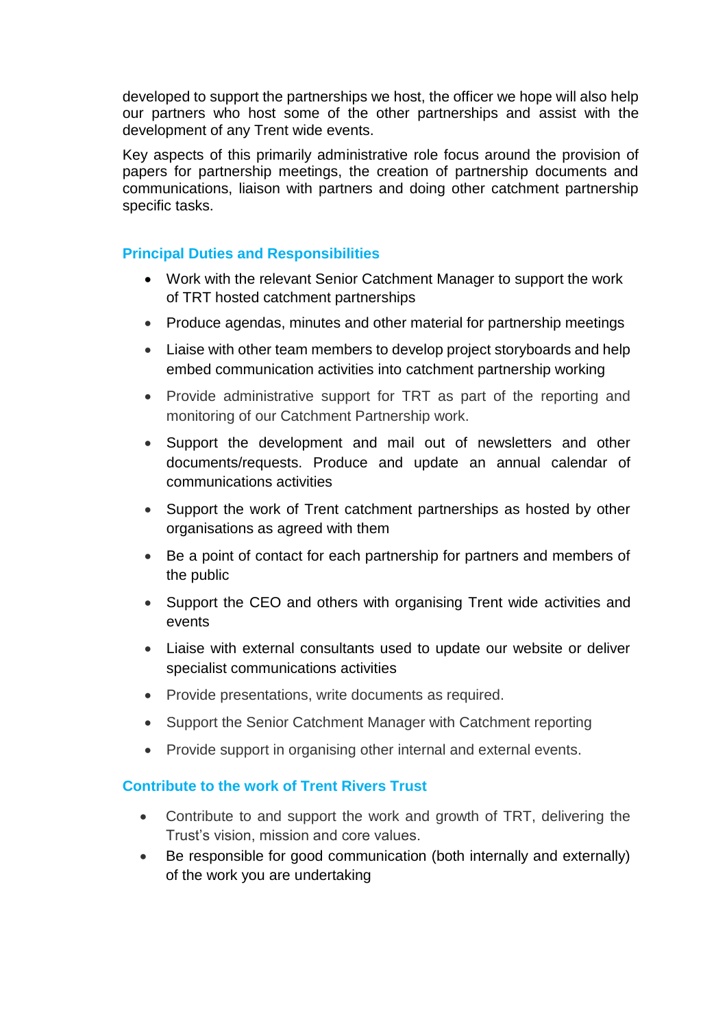developed to support the partnerships we host, the officer we hope will also help our partners who host some of the other partnerships and assist with the development of any Trent wide events.

Key aspects of this primarily administrative role focus around the provision of papers for partnership meetings, the creation of partnership documents and communications, liaison with partners and doing other catchment partnership specific tasks.

## Principal Duties and Responsibilities

- Work with the relevant Senior Catchment Manager to support the work of TRT hosted catchment partnerships
- Produce agendas, minutes and other material for partnership meetings
- Liaise with other team members to develop project storyboards and help embed communication activities into catchment partnership working
- Provide administrative support for TRT as part of the reporting and monitoring of our Catchment Partnership work.
- Support the development and mail out of newsletters and other documents/requests. Produce and update an annual calendar of communications activities
- Support the work of Trent catchment partnerships as hosted by other organisations as agreed with them
- Be a point of contact for each partnership for partners and members of the public
- Support the CEO and others with organising Trent wide activities and events
- Liaise with external consultants used to update our website or deliver specialist communications activities
- Provide presentations, write documents as required.
- Support the Senior Catchment Manager with Catchment reporting
- Provide support in organising other internal and external events.

## Contribute to the work of Trent Rivers Trust

- Contribute to and support the work and growth of TRT, delivering the Trust's vision, mission and core values.
- Be responsible for good communication (both internally and externally) of the work you are undertaking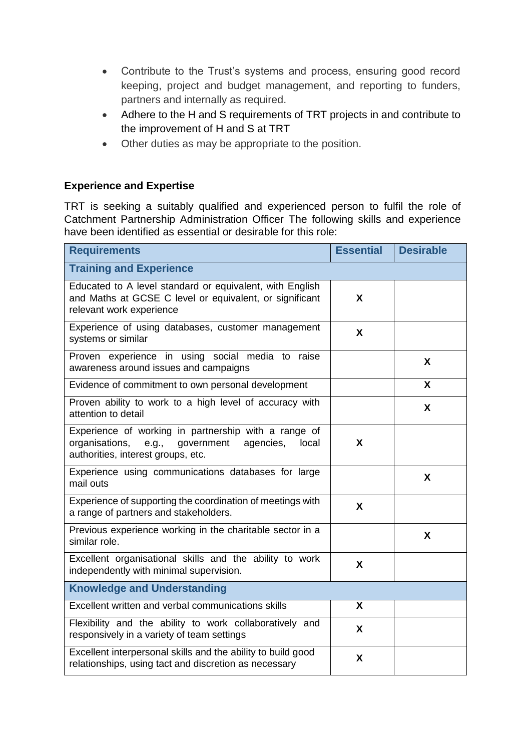- Contribute to the Trust's systems and process, ensuring good record keeping, project and budget management, and reporting to funders, partners and internally as required.
- Adhere to the H and S requirements of TRT projects in and contribute to the improvement of H and S at TRT
- Other duties as may be appropriate to the position.

### Experience and Expertise

TRT is seeking a suitably qualified and experienced person to fulfil the role of Catchment Partnership Administration Officer The following skills and experience have been identified as essential or desirable for this role:

| Requirements | Essential | Desirable |
|---|---|---|
| **Training and Experience** | | |
| Educated to A level standard or equivalent, with English and Maths at GCSE C level or equivalent, or significant relevant work experience | X | |
| Experience of using databases, customer management systems or similar | X | |
| Proven experience in using social media to raise awareness around issues and campaigns | | X |
| Evidence of commitment to own personal development | | X |
| Proven ability to work to a high level of accuracy with attention to detail | | X |
| Experience of working in partnership with a range of organisations, e.g., government agencies, local authorities, interest groups, etc. | X | |
| Experience using communications databases for large mail outs | | X |
| Experience of supporting the coordination of meetings with a range of partners and stakeholders. | X | |
| Previous experience working in the charitable sector in a similar role. | | X |
| Excellent organisational skills and the ability to work independently with minimal supervision. | X | |
| **Knowledge and Understanding** | | |
| Excellent written and verbal communications skills | X | |
| Flexibility and the ability to work collaboratively and responsively in a variety of team settings | X | |
| Excellent interpersonal skills and the ability to build good relationships, using tact and discretion as necessary | X | |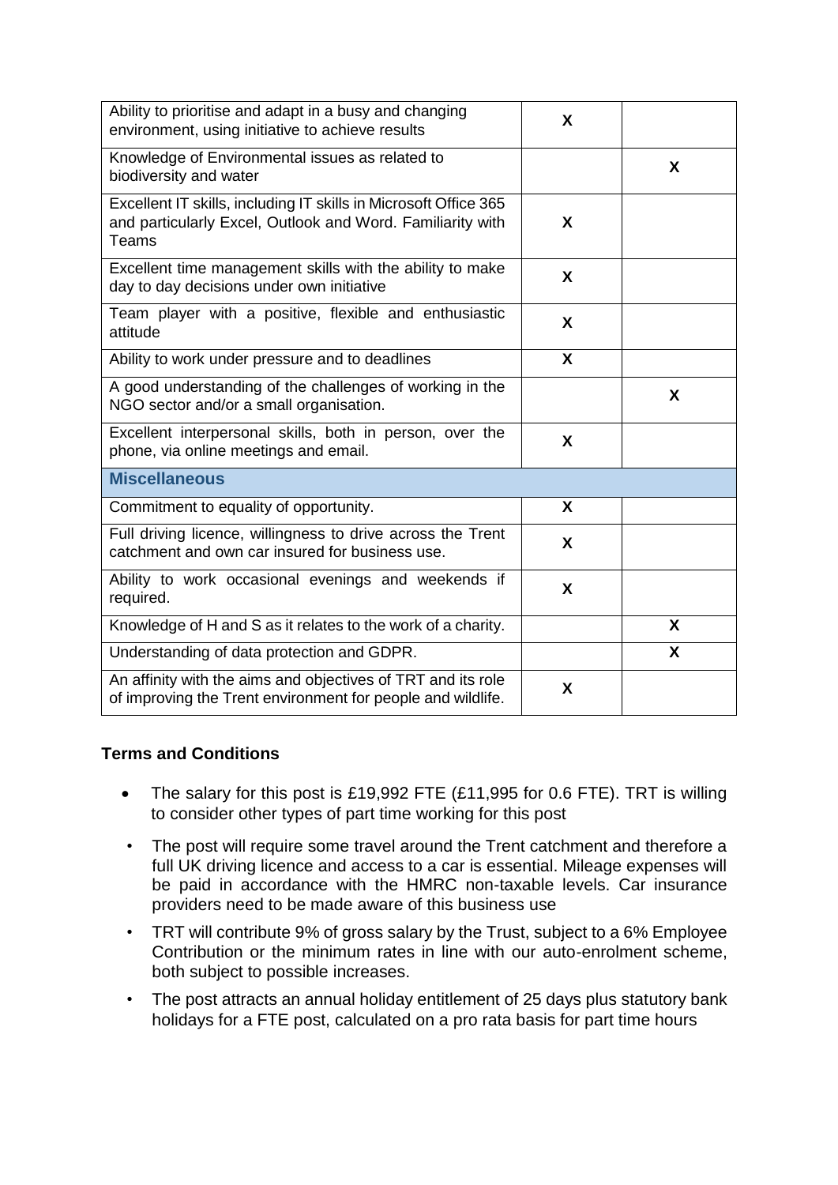| | | |
|---|---|---|
| Ability to prioritise and adapt in a busy and changing environment, using initiative to achieve results | X | |
| Knowledge of Environmental issues as related to biodiversity and water | | X |
| Excellent IT skills, including IT skills in Microsoft Office 365 and particularly Excel, Outlook and Word. Familiarity with Teams | X | |
| Excellent time management skills with the ability to make day to day decisions under own initiative | X | |
| Team player with a positive, flexible and enthusiastic attitude | X | |
| Ability to work under pressure and to deadlines | X | |
| A good understanding of the challenges of working in the NGO sector and/or a small organisation. | | X |
| Excellent interpersonal skills, both in person, over the phone, via online meetings and email. | X | |
| **Miscellaneous** | | |
| Commitment to equality of opportunity. | X | |
| Full driving licence, willingness to drive across the Trent catchment and own car insured for business use. | X | |
| Ability to work occasional evenings and weekends if required. | X | |
| Knowledge of H and S as it relates to the work of a charity. | | X |
| Understanding of data protection and GDPR. | | X |
| An affinity with the aims and objectives of TRT and its role of improving the Trent environment for people and wildlife. | X | |

**Terms and Conditions**

- The salary for this post is £19,992 FTE (£11,995 for 0.6 FTE). TRT is willing to consider other types of part time working for this post
- The post will require some travel around the Trent catchment and therefore a full UK driving licence and access to a car is essential. Mileage expenses will be paid in accordance with the HMRC non-taxable levels. Car insurance providers need to be made aware of this business use
- TRT will contribute 9% of gross salary by the Trust, subject to a 6% Employee Contribution or the minimum rates in line with our auto-enrolment scheme, both subject to possible increases.
- The post attracts an annual holiday entitlement of 25 days plus statutory bank holidays for a FTE post, calculated on a pro rata basis for part time hours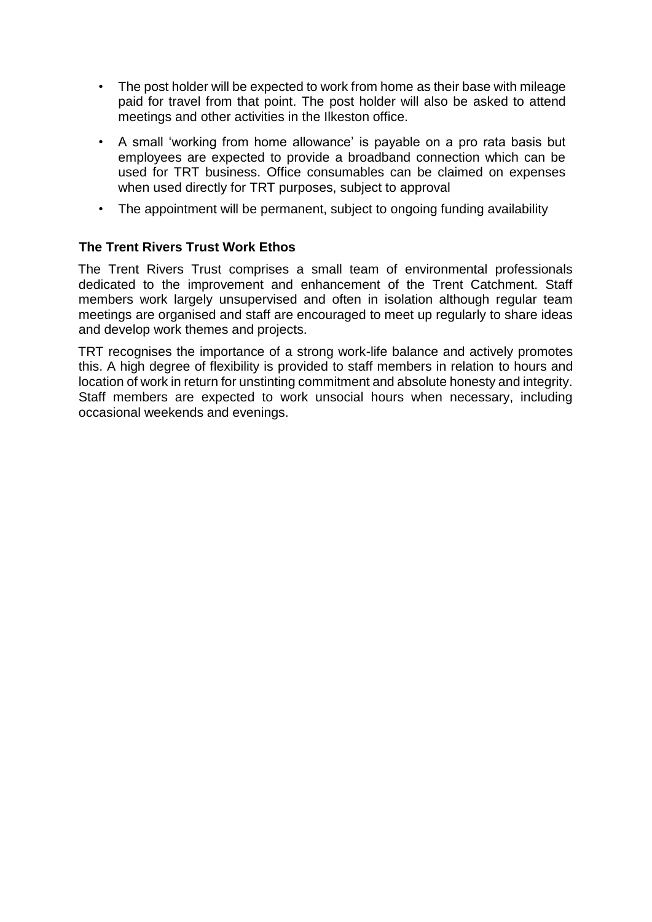- The post holder will be expected to work from home as their base with mileage paid for travel from that point. The post holder will also be asked to attend meetings and other activities in the Ilkeston office.
- A small 'working from home allowance' is payable on a pro rata basis but employees are expected to provide a broadband connection which can be used for TRT business. Office consumables can be claimed on expenses when used directly for TRT purposes, subject to approval
- The appointment will be permanent, subject to ongoing funding availability

**The Trent Rivers Trust Work Ethos**

The Trent Rivers Trust comprises a small team of environmental professionals dedicated to the improvement and enhancement of the Trent Catchment. Staff members work largely unsupervised and often in isolation although regular team meetings are organised and staff are encouraged to meet up regularly to share ideas and develop work themes and projects.

TRT recognises the importance of a strong work-life balance and actively promotes this. A high degree of flexibility is provided to staff members in relation to hours and location of work in return for unstinting commitment and absolute honesty and integrity. Staff members are expected to work unsocial hours when necessary, including occasional weekends and evenings.